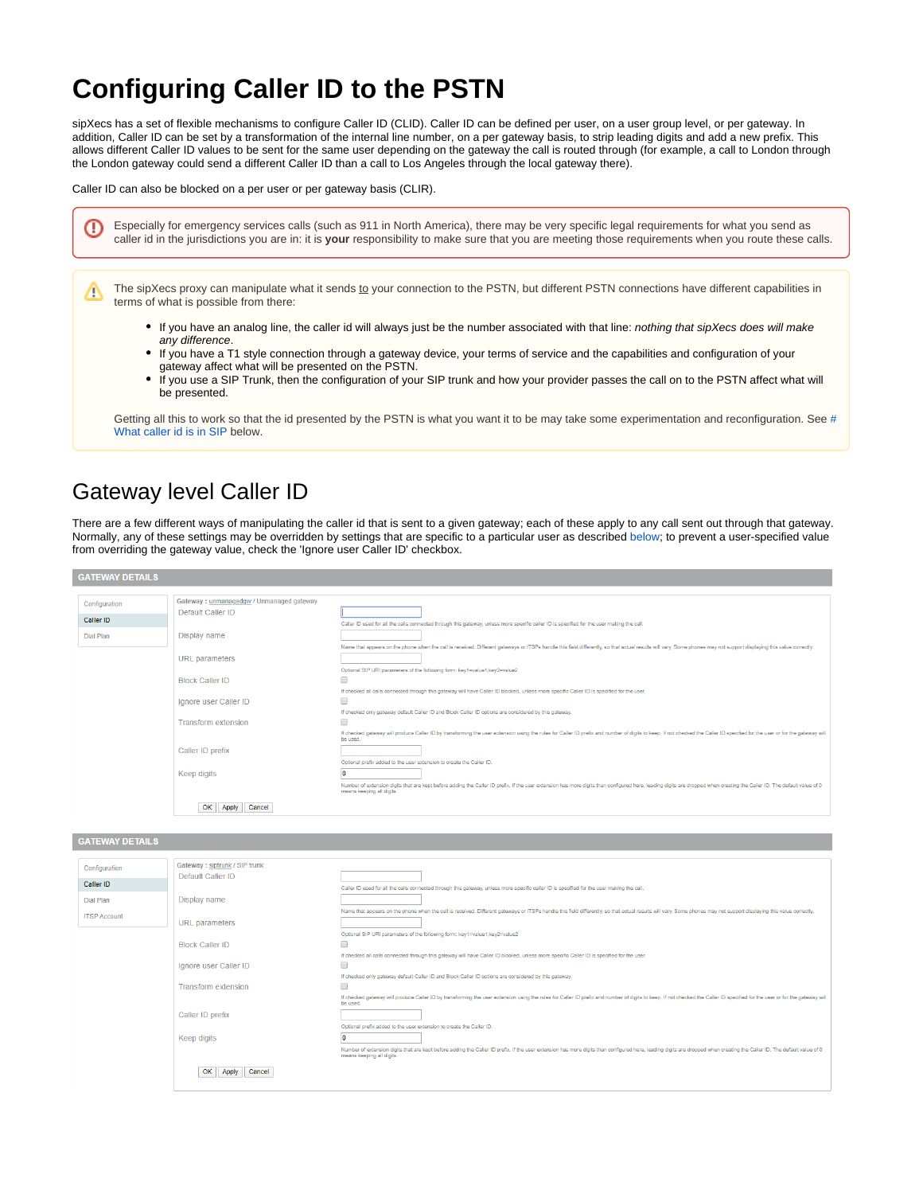# Configuring Caller ID to the PSTN

sipXecs has a set of flexible mechanisms to configure Caller ID (CLID). Caller ID can be defined per user, on a user group level, or per gateway. In addition, Caller ID can be set by a transformation of the internal line number, on a per gateway basis, to strip leading digits and add a new prefix. This allows different Caller ID values to be sent for the same user depending on the gateway the call is routed through (for example, a call to London through the London gateway could send a different Caller ID than a call to Los Angeles through the local gateway there).

Caller ID can also be blocked on a per user or per gateway basis (CLIR).

> Especially for emergency services calls (such as 911 in North America), there may be very specific legal requirements for what you send as caller id in the jurisdictions you are in: it is **your** responsibility to make sure that you are meeting those requirements when you route these calls.

> The sipXecs proxy can manipulate what it sends to your connection to the PSTN, but different PSTN connections have different capabilities in terms of what is possible from there:
>
> - If you have an analog line, the caller id will always just be the number associated with that line: *nothing that sipXecs does will make any difference*.
> - If you have a T1 style connection through a gateway device, your terms of service and the capabilities and configuration of your gateway affect what will be presented on the PSTN.
> - If you use a SIP Trunk, then the configuration of your SIP trunk and how your provider passes the call on to the PSTN affect what will be presented.
>
> Getting all this to work so that the id presented by the PSTN is what you want it to be may take some experimentation and reconfiguration. See # What caller id is in SIP below.

## Gateway level Caller ID

There are a few different ways of manipulating the caller id that is sent to a given gateway; each of these apply to any call sent out through that gateway. Normally, any of these settings may be overridden by settings that are specific to a particular user as described below; to prevent a user-specified value from overriding the gateway value, check the 'Ignore user Caller ID' checkbox.

**GATEWAY DETAILS**

Configuration | Caller ID | Dial Plan

Gateway : unmanagedgw / Unmanaged gateway

| Setting | Value | Description |
| --- | --- | --- |
| Default Caller ID | | Caller ID used for all the calls connected through this gateway, unless more specific caller ID is specified for the user making the call. |
| Display name | | Name that appears on the phone when the call is received. Different gateways or ITSPs handle this field differently, so that actual results will vary. Some phones may not support displaying this value correctly. |
| URL parameters | | Optional SIP URI parameters of the following form: key1=value1;key2=value2 |
| Block Caller ID | ☐ | If checked all calls connected through this gateway will have Caller ID blocked, unless more specific Caller ID is specified for the user. |
| Ignore user Caller ID | ☐ | If checked only gateway default Caller ID and Block Caller ID options are considered by this gateway. |
| Transform extension | ☐ | If checked gateway will produce Caller ID by transforming the user extension using the rules for Caller ID prefix and number of digits to keep. If not checked the Caller ID specified for the user or for the gateway will be used. |
| Caller ID prefix | | Optional prefix added to the user extension to create the Caller ID. |
| Keep digits | 0 | Number of extension digits that are kept before adding the Caller ID prefix. If the user extension has more digits than configured here, leading digits are dropped when creating the Caller ID. The default value of 0 means keeping all digits. |

OK | Apply | Cancel

**GATEWAY DETAILS**

Configuration | Caller ID | Dial Plan | ITSP Account

Gateway : siptrunk / SIP trunk

| Setting | Value | Description |
| --- | --- | --- |
| Default Caller ID | | Caller ID used for all the calls connected through this gateway, unless more specific caller ID is specified for the user making the call. |
| Display name | | Name that appears on the phone when the call is received. Different gateways or ITSPs handle this field differently, so that actual results will vary. Some phones may not support displaying this value correctly. |
| URL parameters | | Optional SIP URI parameters of the following form: key1=value1;key2=value2 |
| Block Caller ID | ☐ | If checked all calls connected through this gateway will have Caller ID blocked, unless more specific Caller ID is specified for the user. |
| Ignore user Caller ID | ☐ | If checked only gateway default Caller ID and Block Caller ID options are considered by this gateway. |
| Transform extension | ☐ | If checked gateway will produce Caller ID by transforming the user extension using the rules for Caller ID prefix and number of digits to keep. If not checked the Caller ID specified for the user or for the gateway will be used. |
| Caller ID prefix | | Optional prefix added to the user extension to create the Caller ID. |
| Keep digits | 0 | Number of extension digits that are kept before adding the Caller ID prefix. If the user extension has more digits than configured here, leading digits are dropped when creating the Caller ID. The default value of 0 means keeping all digits. |

OK | Apply | Cancel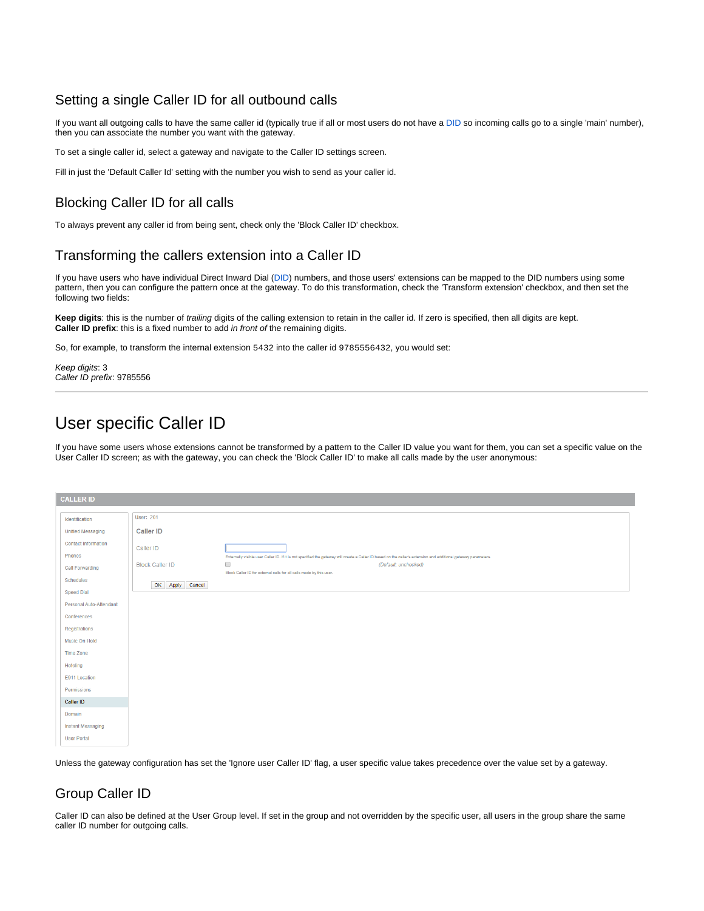## Setting a single Caller ID for all outbound calls

If you want all outgoing calls to have the same caller id (typically true if all or most users do not have a DID so incoming calls go to a single 'main' number), then you can associate the number you want with the gateway.

To set a single caller id, select a gateway and navigate to the Caller ID settings screen.

Fill in just the 'Default Caller Id' setting with the number you wish to send as your caller id.

## Blocking Caller ID for all calls

To always prevent any caller id from being sent, check only the 'Block Caller ID' checkbox.

## Transforming the callers extension into a Caller ID

If you have users who have individual Direct Inward Dial (DID) numbers, and those users' extensions can be mapped to the DID numbers using some pattern, then you can configure the pattern once at the gateway. To do this transformation, check the 'Transform extension' checkbox, and then set the following two fields:

**Keep digits**: this is the number of *trailing* digits of the calling extension to retain in the caller id. If zero is specified, then all digits are kept.
**Caller ID prefix**: this is a fixed number to add *in front of* the remaining digits.

So, for example, to transform the internal extension 5432 into the caller id 9785556432, you would set:

*Keep digits*: 3
*Caller ID prefix*: 9785556

---

# User specific Caller ID

If you have some users whose extensions cannot be transformed by a pattern to the Caller ID value you want for them, you can set a specific value on the User Caller ID screen; as with the gateway, you can check the 'Block Caller ID' to make all calls made by the user anonymous:

**CALLER ID**

- Identification
- Unified Messaging
- Contact Information
- Phones
- Call Forwarding
- Schedules
- Speed Dial
- Personal Auto-Attendant
- Conferences
- Registrations
- Music On Hold
- Time Zone
- Hoteling
- E911 Location
- Permissions
- Caller ID
- Domain
- Instant Messaging
- User Portal

User: 201

**Caller ID**

Caller ID
Externally visible user Caller ID. If it is not specified the gateway will create a Caller ID based on the caller's extension and additional gateway parameters.

Block Caller ID (Default: unchecked)
Block Caller ID for external calls for all calls made by this user.

OK Apply Cancel

Unless the gateway configuration has set the 'Ignore user Caller ID' flag, a user specific value takes precedence over the value set by a gateway.

## Group Caller ID

Caller ID can also be defined at the User Group level. If set in the group and not overridden by the specific user, all users in the group share the same caller ID number for outgoing calls.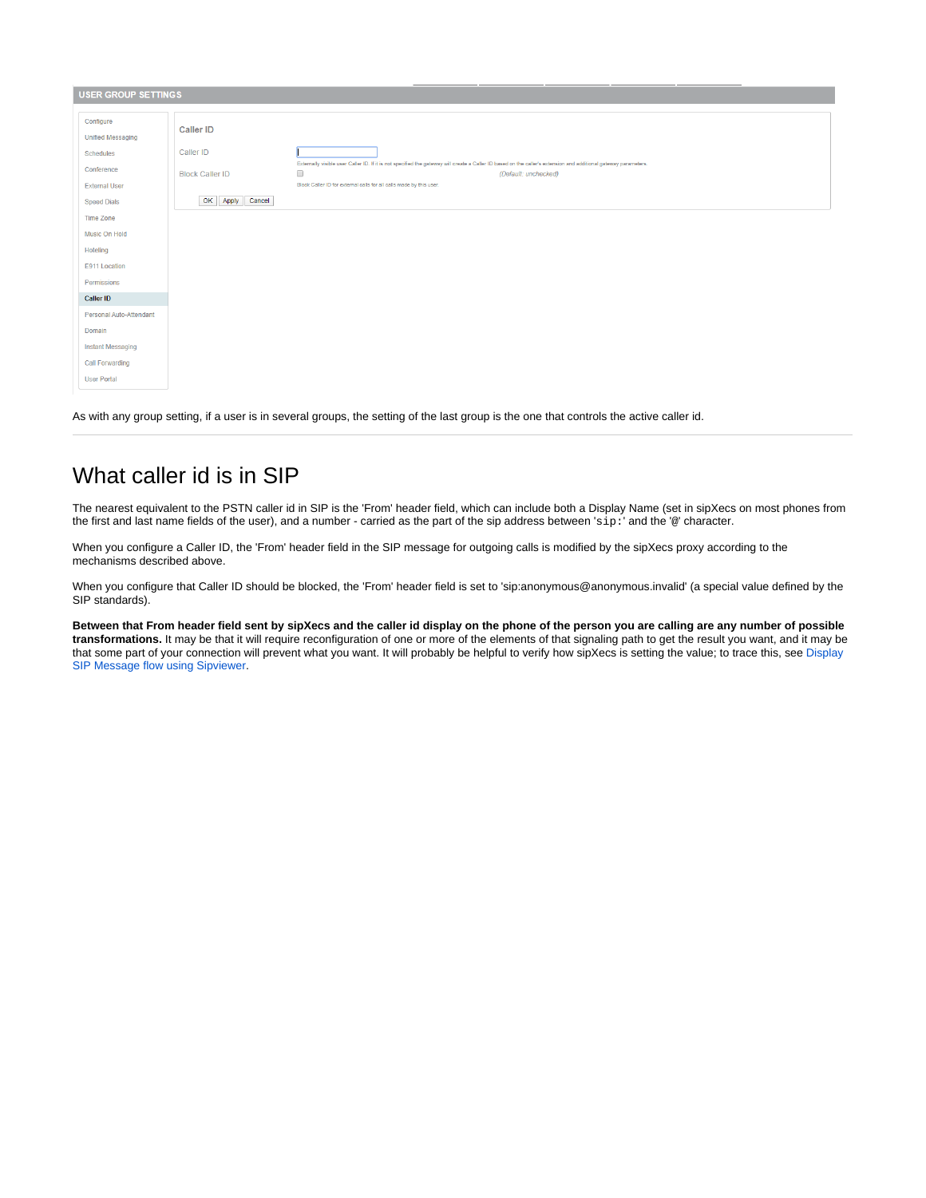USER GROUP SETTINGS

- Configure
- Unified Messaging
- Schedules
- Conference
- External User
- Speed Dials
- Time Zone
- Music On Hold
- Hoteling
- E911 Location
- Permissions
- **Caller ID**
- Personal Auto-Attendant
- Domain
- Instant Messaging
- Call Forwarding
- User Portal

**Caller ID**

Caller ID

Externally visible user Caller ID. If it is not specified the gateway will create a Caller ID based on the caller's extension and additional gateway parameters.

Block Caller ID

*(Default: unchecked)*

Block Caller ID for external calls for all calls made by this user.

OK | Apply | Cancel

As with any group setting, if a user is in several groups, the setting of the last group is the one that controls the active caller id.

---

# What caller id is in SIP

The nearest equivalent to the PSTN caller id in SIP is the 'From' header field, which can include both a Display Name (set in sipXecs on most phones from the first and last name fields of the user), and a number - carried as the part of the sip address between `'sip:'` and the '@' character.

When you configure a Caller ID, the 'From' header field in the SIP message for outgoing calls is modified by the sipXecs proxy according to the mechanisms described above.

When you configure that Caller ID should be blocked, the 'From' header field is set to 'sip:anonymous@anonymous.invalid' (a special value defined by the SIP standards).

**Between that From header field sent by sipXecs and the caller id display on the phone of the person you are calling are any number of possible transformations.** It may be that it will require reconfiguration of one or more of the elements of that signaling path to get the result you want, and it may be that some part of your connection will prevent what you want. It will probably be helpful to verify how sipXecs is setting the value; to trace this, see Display SIP Message flow using Sipviewer.